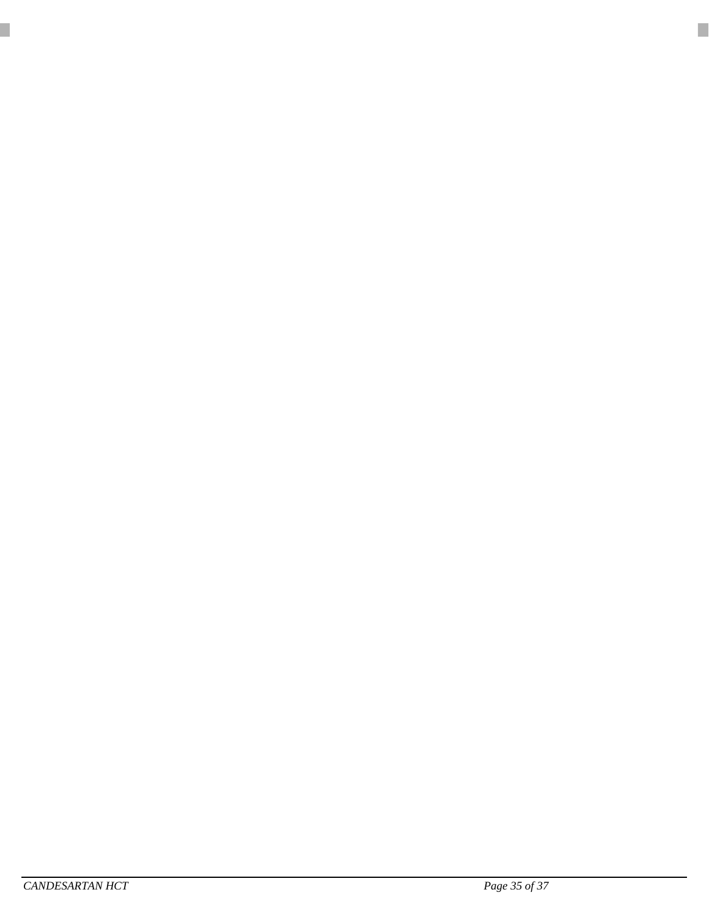

ı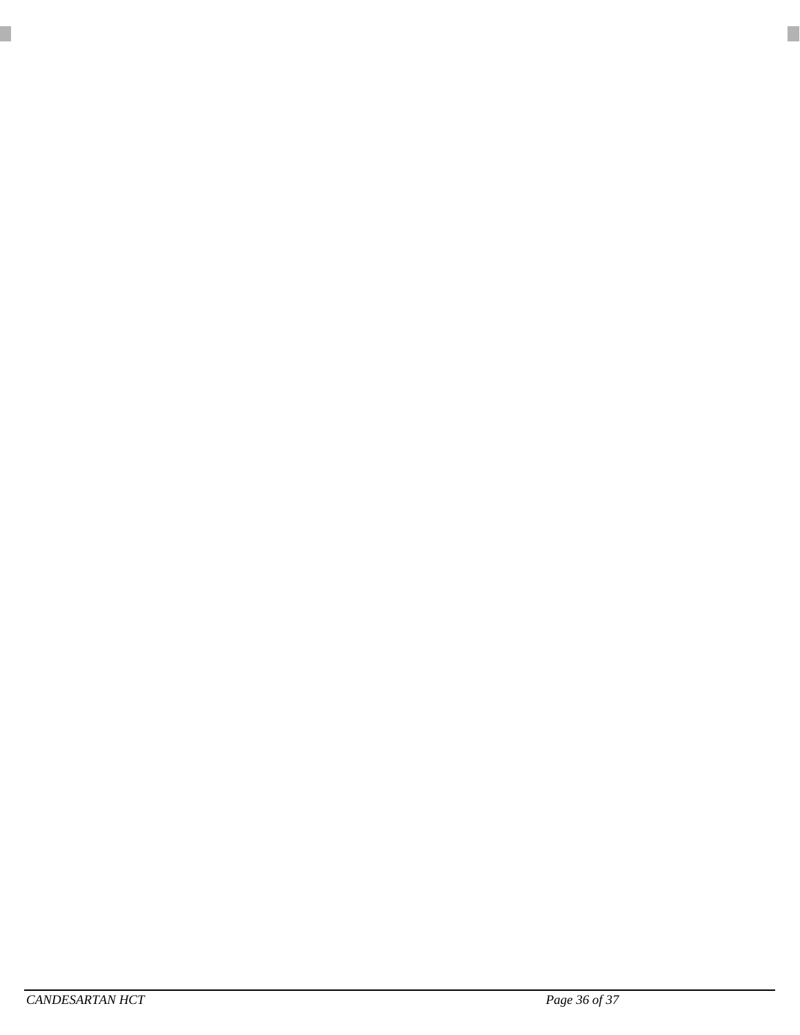

ı